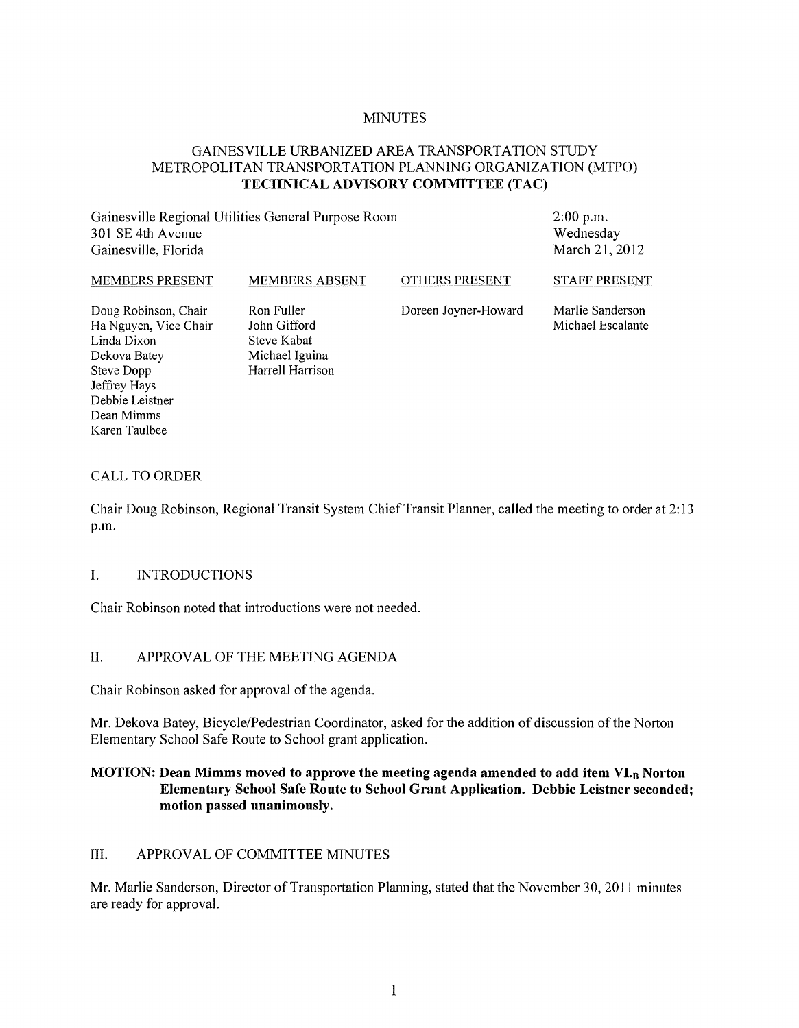# MINUTES

## GAINESVILLE URBANIZED AREA TRANSPORTATION STUDY
## METROPOLITAN TRANSPORTATION PLANNING ORGANIZATION (MTPO)
## TECHNICAL ADVISORY COMMITTEE (TAC)

Gainesville Regional Utilities General Purpose Room
301 SE 4th Avenue
Gainesville, Florida

2:00 p.m.
Wednesday
March 21, 2012

| MEMBERS PRESENT | MEMBERS ABSENT | OTHERS PRESENT | STAFF PRESENT |
|---|---|---|---|
| Doug Robinson, Chair | Ron Fuller | Doreen Joyner-Howard | Marlie Sanderson |
| Ha Nguyen, Vice Chair | John Gifford | | Michael Escalante |
| Linda Dixon | Steve Kabat | | |
| Dekova Batey | Michael Iguina | | |
| Steve Dopp | Harrell Harrison | | |
| Jeffrey Hays | | | |
| Debbie Leistner | | | |
| Dean Mimms | | | |
| Karen Taulbee | | | |

CALL TO ORDER

Chair Doug Robinson, Regional Transit System Chief Transit Planner, called the meeting to order at 2:13 p.m.

I. INTRODUCTIONS

Chair Robinson noted that introductions were not needed.

II. APPROVAL OF THE MEETING AGENDA

Chair Robinson asked for approval of the agenda.

Mr. Dekova Batey, Bicycle/Pedestrian Coordinator, asked for the addition of discussion of the Norton Elementary School Safe Route to School grant application.

**MOTION: Dean Mimms moved to approve the meeting agenda amended to add item VI.$_B$ Norton Elementary School Safe Route to School Grant Application. Debbie Leistner seconded; motion passed unanimously.**

III. APPROVAL OF COMMITTEE MINUTES

Mr. Marlie Sanderson, Director of Transportation Planning, stated that the November 30, 2011 minutes are ready for approval.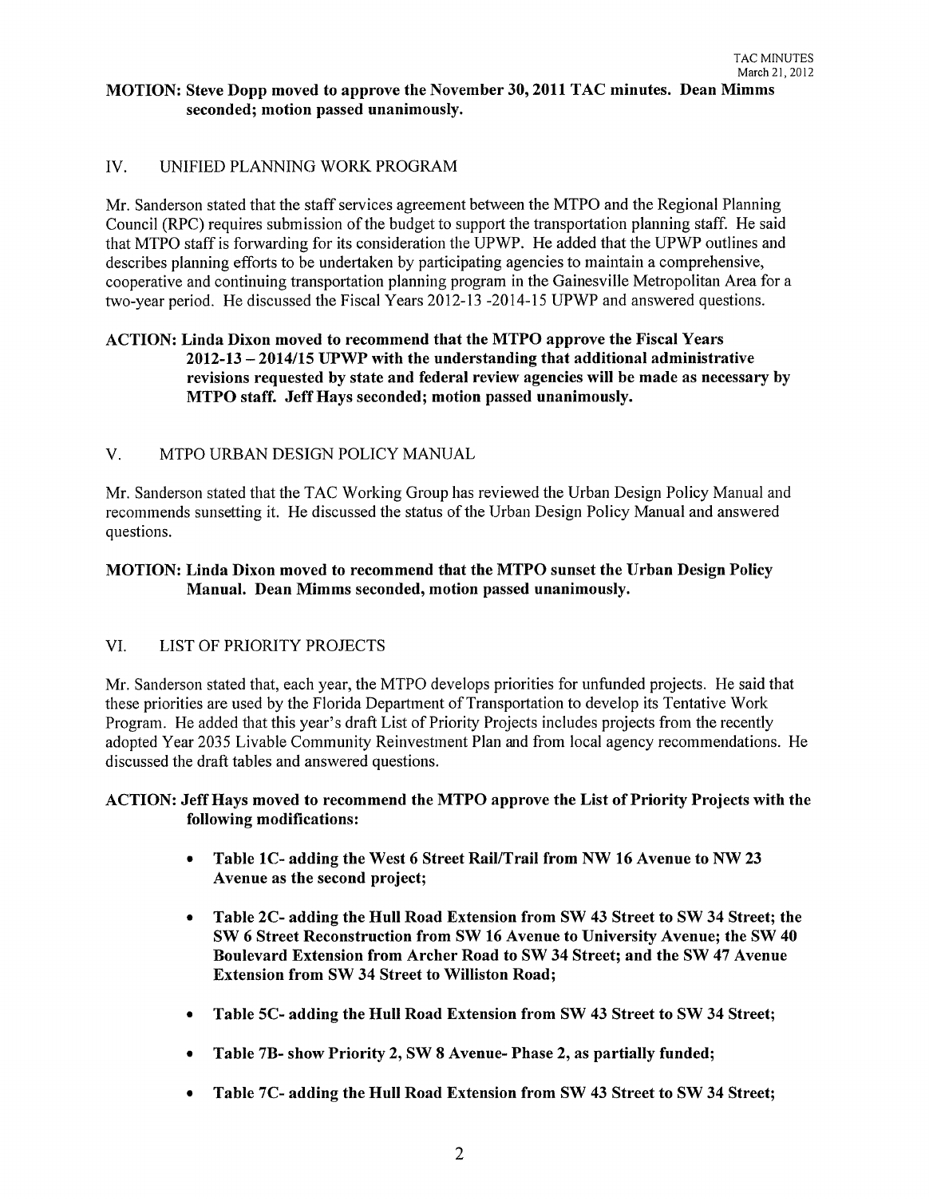**MOTION: Steve Dopp moved to approve the November 30, 2011 TAC minutes. Dean Mimms seconded; motion passed unanimously.**

## IV. UNIFIED PLANNING WORK PROGRAM

Mr. Sanderson stated that the staff services agreement between the MTPO and the Regional Planning Council (RPC) requires submission of the budget to support the transportation planning staff. He said that MTPO staff is forwarding for its consideration the UPWP. He added that the UPWP outlines and describes planning efforts to be undertaken by participating agencies to maintain a comprehensive, cooperative and continuing transportation planning program in the Gainesville Metropolitan Area for a two-year period. He discussed the Fiscal Years 2012-13 -2014-15 UPWP and answered questions.

**ACTION: Linda Dixon moved to recommend that the MTPO approve the Fiscal Years 2012-13 – 2014/15 UPWP with the understanding that additional administrative revisions requested by state and federal review agencies will be made as necessary by MTPO staff. Jeff Hays seconded; motion passed unanimously.**

## V. MTPO URBAN DESIGN POLICY MANUAL

Mr. Sanderson stated that the TAC Working Group has reviewed the Urban Design Policy Manual and recommends sunsetting it. He discussed the status of the Urban Design Policy Manual and answered questions.

**MOTION: Linda Dixon moved to recommend that the MTPO sunset the Urban Design Policy Manual. Dean Mimms seconded, motion passed unanimously.**

## VI. LIST OF PRIORITY PROJECTS

Mr. Sanderson stated that, each year, the MTPO develops priorities for unfunded projects. He said that these priorities are used by the Florida Department of Transportation to develop its Tentative Work Program. He added that this year's draft List of Priority Projects includes projects from the recently adopted Year 2035 Livable Community Reinvestment Plan and from local agency recommendations. He discussed the draft tables and answered questions.

**ACTION: Jeff Hays moved to recommend the MTPO approve the List of Priority Projects with the following modifications:**

- **Table 1C- adding the West 6 Street Rail/Trail from NW 16 Avenue to NW 23 Avenue as the second project;**
- **Table 2C- adding the Hull Road Extension from SW 43 Street to SW 34 Street; the SW 6 Street Reconstruction from SW 16 Avenue to University Avenue; the SW 40 Boulevard Extension from Archer Road to SW 34 Street; and the SW 47 Avenue Extension from SW 34 Street to Williston Road;**
- **Table 5C- adding the Hull Road Extension from SW 43 Street to SW 34 Street;**
- **Table 7B- show Priority 2, SW 8 Avenue- Phase 2, as partially funded;**
- **Table 7C- adding the Hull Road Extension from SW 43 Street to SW 34 Street;**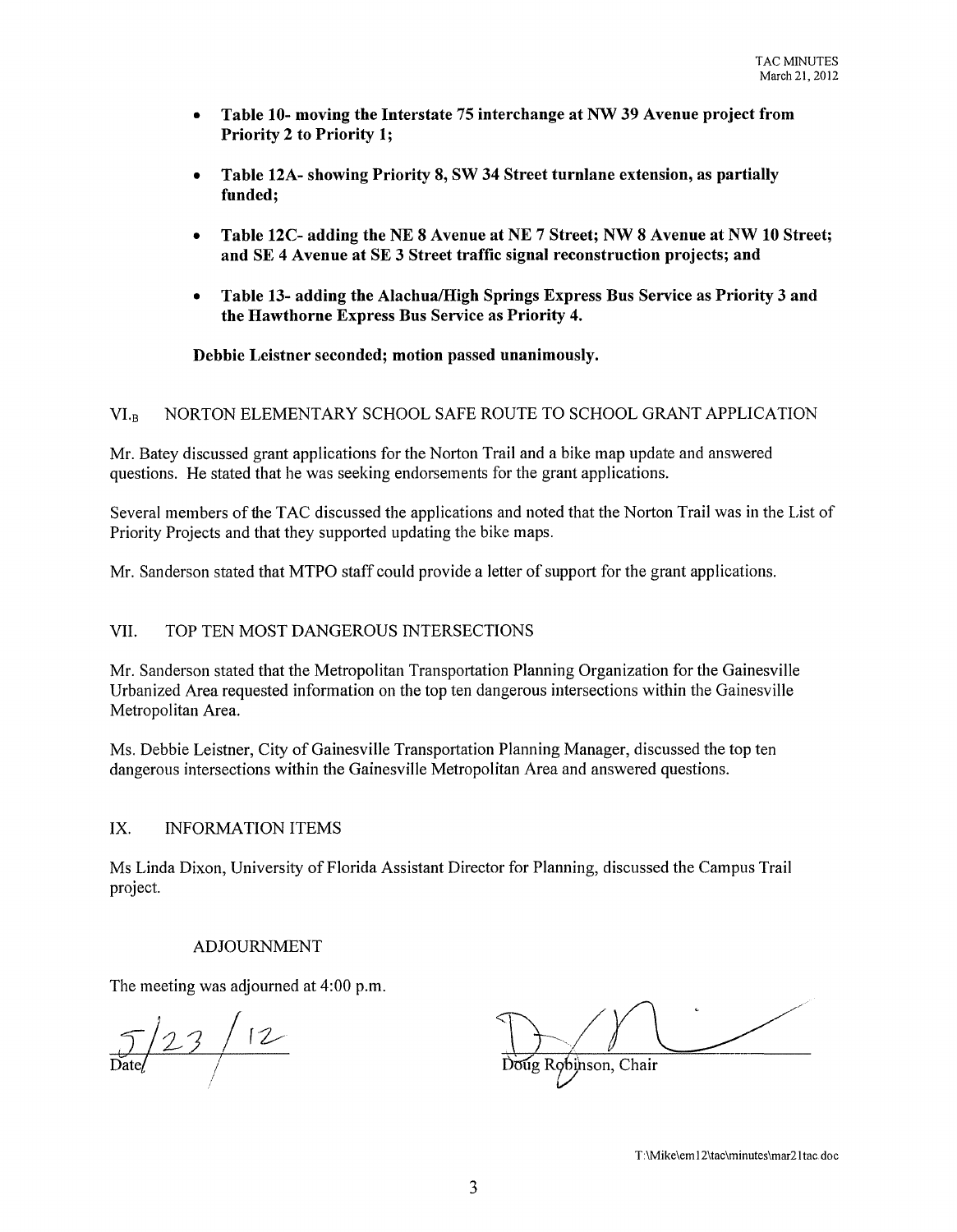- **Table 10- moving the Interstate 75 interchange at NW 39 Avenue project from Priority 2 to Priority 1;**
- **Table 12A- showing Priority 8, SW 34 Street turnlane extension, as partially funded;**
- **Table 12C- adding the NE 8 Avenue at NE 7 Street; NW 8 Avenue at NW 10 Street; and SE 4 Avenue at SE 3 Street traffic signal reconstruction projects; and**
- **Table 13- adding the Alachua/High Springs Express Bus Service as Priority 3 and the Hawthorne Express Bus Service as Priority 4.**

**Debbie Leistner seconded; motion passed unanimously.**

## VI.B NORTON ELEMENTARY SCHOOL SAFE ROUTE TO SCHOOL GRANT APPLICATION

Mr. Batey discussed grant applications for the Norton Trail and a bike map update and answered questions. He stated that he was seeking endorsements for the grant applications.

Several members of the TAC discussed the applications and noted that the Norton Trail was in the List of Priority Projects and that they supported updating the bike maps.

Mr. Sanderson stated that MTPO staff could provide a letter of support for the grant applications.

## VII. TOP TEN MOST DANGEROUS INTERSECTIONS

Mr. Sanderson stated that the Metropolitan Transportation Planning Organization for the Gainesville Urbanized Area requested information on the top ten dangerous intersections within the Gainesville Metropolitan Area.

Ms. Debbie Leistner, City of Gainesville Transportation Planning Manager, discussed the top ten dangerous intersections within the Gainesville Metropolitan Area and answered questions.

## IX. INFORMATION ITEMS

Ms Linda Dixon, University of Florida Assistant Director for Planning, discussed the Campus Trail project.

## ADJOURNMENT

The meeting was adjourned at 4:00 p.m.

5/23/12
Date

Doug Robinson, Chair

T:\Mike\em12\tac\minutes\mar21tac.doc